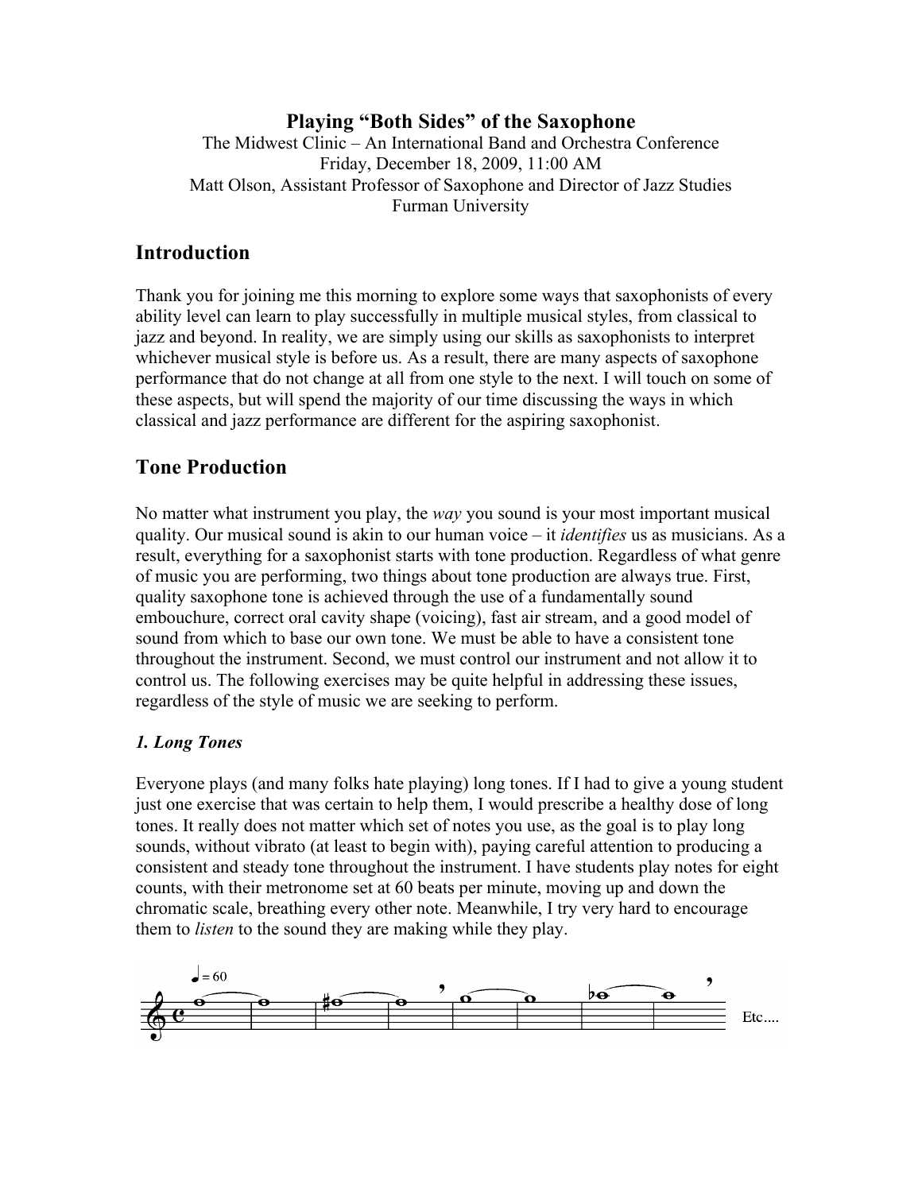# Playing "Both Sides" of the Saxophone

The Midwest Clinic – An International Band and Orchestra Conference
Friday, December 18, 2009, 11:00 AM
Matt Olson, Assistant Professor of Saxophone and Director of Jazz Studies
Furman University

## Introduction

Thank you for joining me this morning to explore some ways that saxophonists of every ability level can learn to play successfully in multiple musical styles, from classical to jazz and beyond. In reality, we are simply using our skills as saxophonists to interpret whichever musical style is before us. As a result, there are many aspects of saxophone performance that do not change at all from one style to the next. I will touch on some of these aspects, but will spend the majority of our time discussing the ways in which classical and jazz performance are different for the aspiring saxophonist.

## Tone Production

No matter what instrument you play, the *way* you sound is your most important musical quality. Our musical sound is akin to our human voice – it *identifies* us as musicians. As a result, everything for a saxophonist starts with tone production. Regardless of what genre of music you are performing, two things about tone production are always true. First, quality saxophone tone is achieved through the use of a fundamentally sound embouchure, correct oral cavity shape (voicing), fast air stream, and a good model of sound from which to base our own tone. We must be able to have a consistent tone throughout the instrument. Second, we must control our instrument and not allow it to control us. The following exercises may be quite helpful in addressing these issues, regardless of the style of music we are seeking to perform.

### *1. Long Tones*

Everyone plays (and many folks hate playing) long tones. If I had to give a young student just one exercise that was certain to help them, I would prescribe a healthy dose of long tones. It really does not matter which set of notes you use, as the goal is to play long sounds, without vibrato (at least to begin with), paying careful attention to producing a consistent and steady tone throughout the instrument. I have students play notes for eight counts, with their metronome set at 60 beats per minute, moving up and down the chromatic scale, breathing every other note. Meanwhile, I try very hard to encourage them to *listen* to the sound they are making while they play.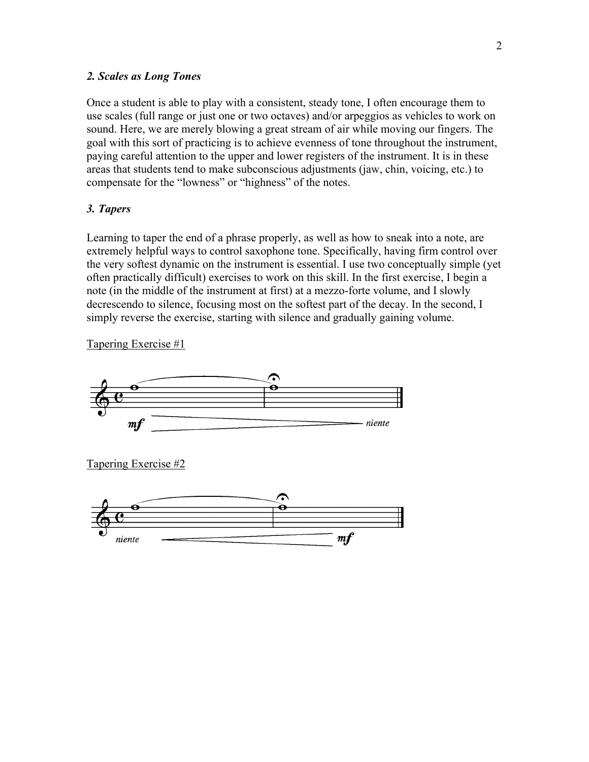### *2. Scales as Long Tones*

Once a student is able to play with a consistent, steady tone, I often encourage them to use scales (full range or just one or two octaves) and/or arpeggios as vehicles to work on sound. Here, we are merely blowing a great stream of air while moving our fingers. The goal with this sort of practicing is to achieve evenness of tone throughout the instrument, paying careful attention to the upper and lower registers of the instrument. It is in these areas that students tend to make subconscious adjustments (jaw, chin, voicing, etc.) to compensate for the "lowness" or "highness" of the notes.

### *3. Tapers*

Learning to taper the end of a phrase properly, as well as how to sneak into a note, are extremely helpful ways to control saxophone tone. Specifically, having firm control over the very softest dynamic on the instrument is essential. I use two conceptually simple (yet often practically difficult) exercises to work on this skill. In the first exercise, I begin a note (in the middle of the instrument at first) at a mezzo-forte volume, and I slowly decrescendo to silence, focusing most on the softest part of the decay. In the second, I simply reverse the exercise, starting with silence and gradually gaining volume.

Tapering Exercise #1

*mf* — *niente*

Tapering Exercise #2

*niente* — *mf*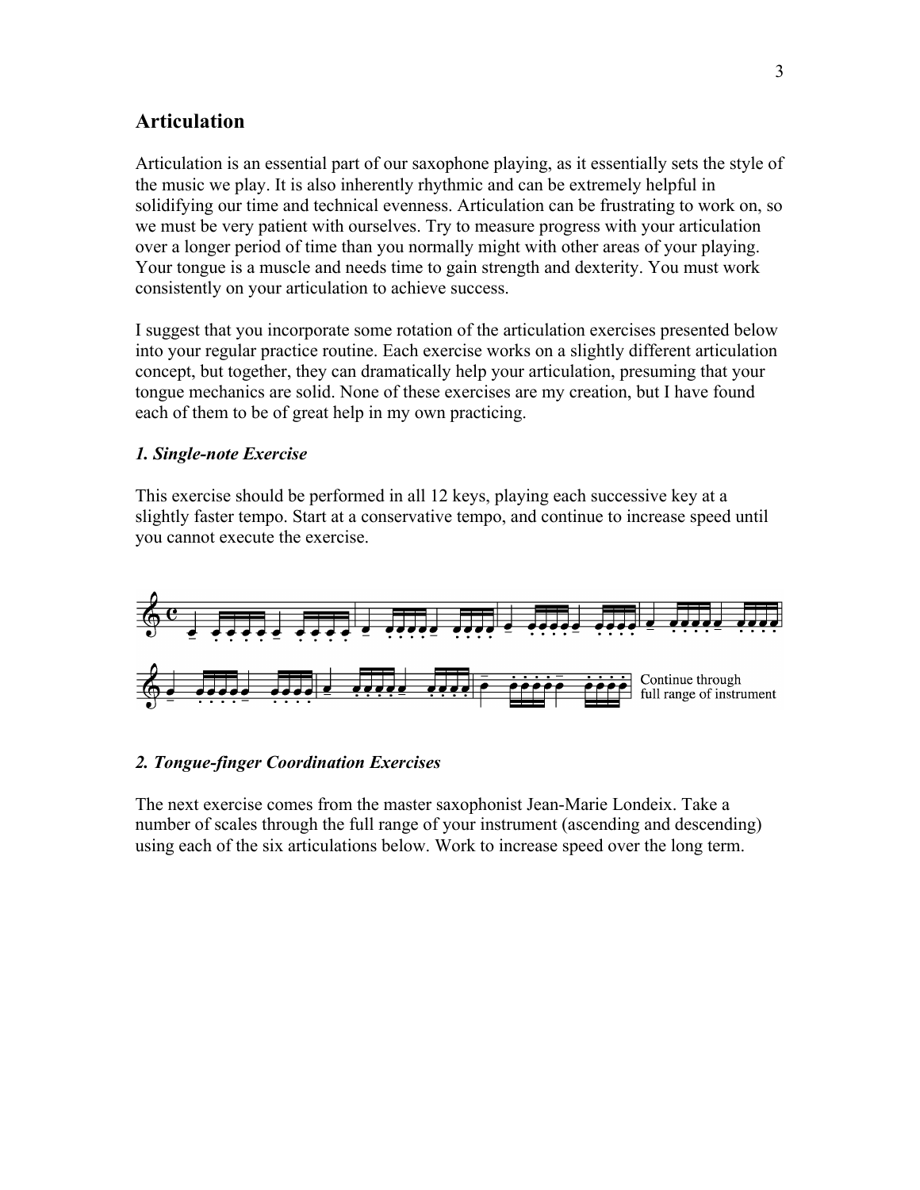## Articulation

Articulation is an essential part of our saxophone playing, as it essentially sets the style of the music we play. It is also inherently rhythmic and can be extremely helpful in solidifying our time and technical evenness. Articulation can be frustrating to work on, so we must be very patient with ourselves. Try to measure progress with your articulation over a longer period of time than you normally might with other areas of your playing. Your tongue is a muscle and needs time to gain strength and dexterity. You must work consistently on your articulation to achieve success.

I suggest that you incorporate some rotation of the articulation exercises presented below into your regular practice routine. Each exercise works on a slightly different articulation concept, but together, they can dramatically help your articulation, presuming that your tongue mechanics are solid. None of these exercises are my creation, but I have found each of them to be of great help in my own practicing.

### *1. Single-note Exercise*

This exercise should be performed in all 12 keys, playing each successive key at a slightly faster tempo. Start at a conservative tempo, and continue to increase speed until you cannot execute the exercise.

Continue through full range of instrument

### *2. Tongue-finger Coordination Exercises*

The next exercise comes from the master saxophonist Jean-Marie Londeix. Take a number of scales through the full range of your instrument (ascending and descending) using each of the six articulations below. Work to increase speed over the long term.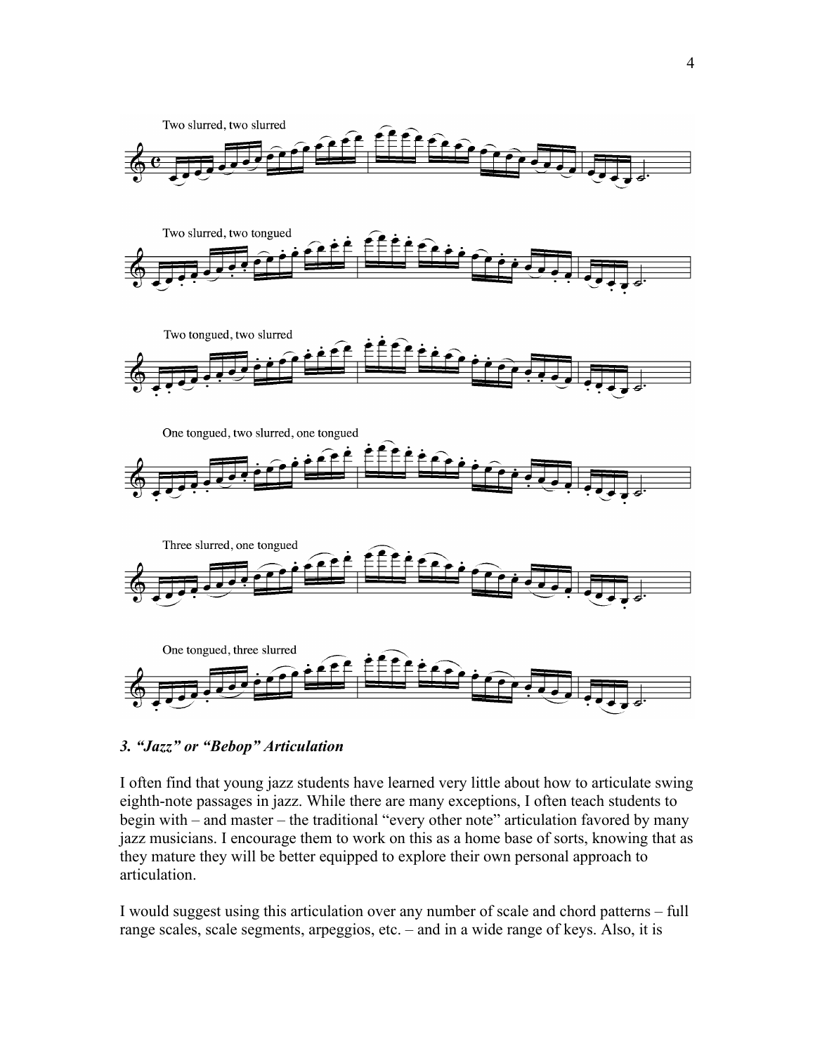Two slurred, two slurred

Two slurred, two tongued

Two tongued, two slurred

One tongued, two slurred, one tongued

Three slurred, one tongued

One tongued, three slurred

### *3. "Jazz" or "Bebop" Articulation*

I often find that young jazz students have learned very little about how to articulate swing eighth-note passages in jazz. While there are many exceptions, I often teach students to begin with – and master – the traditional "every other note" articulation favored by many jazz musicians. I encourage them to work on this as a home base of sorts, knowing that as they mature they will be better equipped to explore their own personal approach to articulation.

I would suggest using this articulation over any number of scale and chord patterns – full range scales, scale segments, arpeggios, etc. – and in a wide range of keys. Also, it is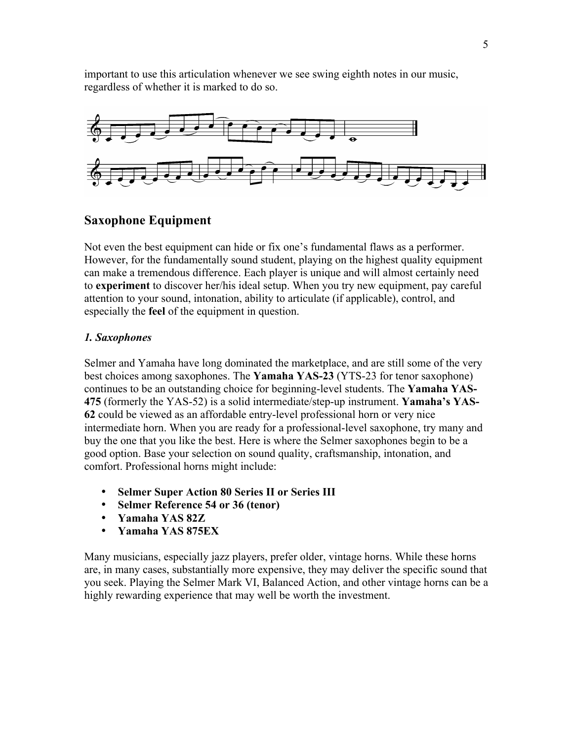important to use this articulation whenever we see swing eighth notes in our music, regardless of whether it is marked to do so.

## Saxophone Equipment

Not even the best equipment can hide or fix one's fundamental flaws as a performer. However, for the fundamentally sound student, playing on the highest quality equipment can make a tremendous difference. Each player is unique and will almost certainly need to **experiment** to discover her/his ideal setup. When you try new equipment, pay careful attention to your sound, intonation, ability to articulate (if applicable), control, and especially the **feel** of the equipment in question.

### *1. Saxophones*

Selmer and Yamaha have long dominated the marketplace, and are still some of the very best choices among saxophones. The **Yamaha YAS-23** (YTS-23 for tenor saxophone) continues to be an outstanding choice for beginning-level students. The **Yamaha YAS-475** (formerly the YAS-52) is a solid intermediate/step-up instrument. **Yamaha's YAS-62** could be viewed as an affordable entry-level professional horn or very nice intermediate horn. When you are ready for a professional-level saxophone, try many and buy the one that you like the best. Here is where the Selmer saxophones begin to be a good option. Base your selection on sound quality, craftsmanship, intonation, and comfort. Professional horns might include:

- **Selmer Super Action 80 Series II or Series III**
- **Selmer Reference 54 or 36 (tenor)**
- **Yamaha YAS 82Z**
- **Yamaha YAS 875EX**

Many musicians, especially jazz players, prefer older, vintage horns. While these horns are, in many cases, substantially more expensive, they may deliver the specific sound that you seek. Playing the Selmer Mark VI, Balanced Action, and other vintage horns can be a highly rewarding experience that may well be worth the investment.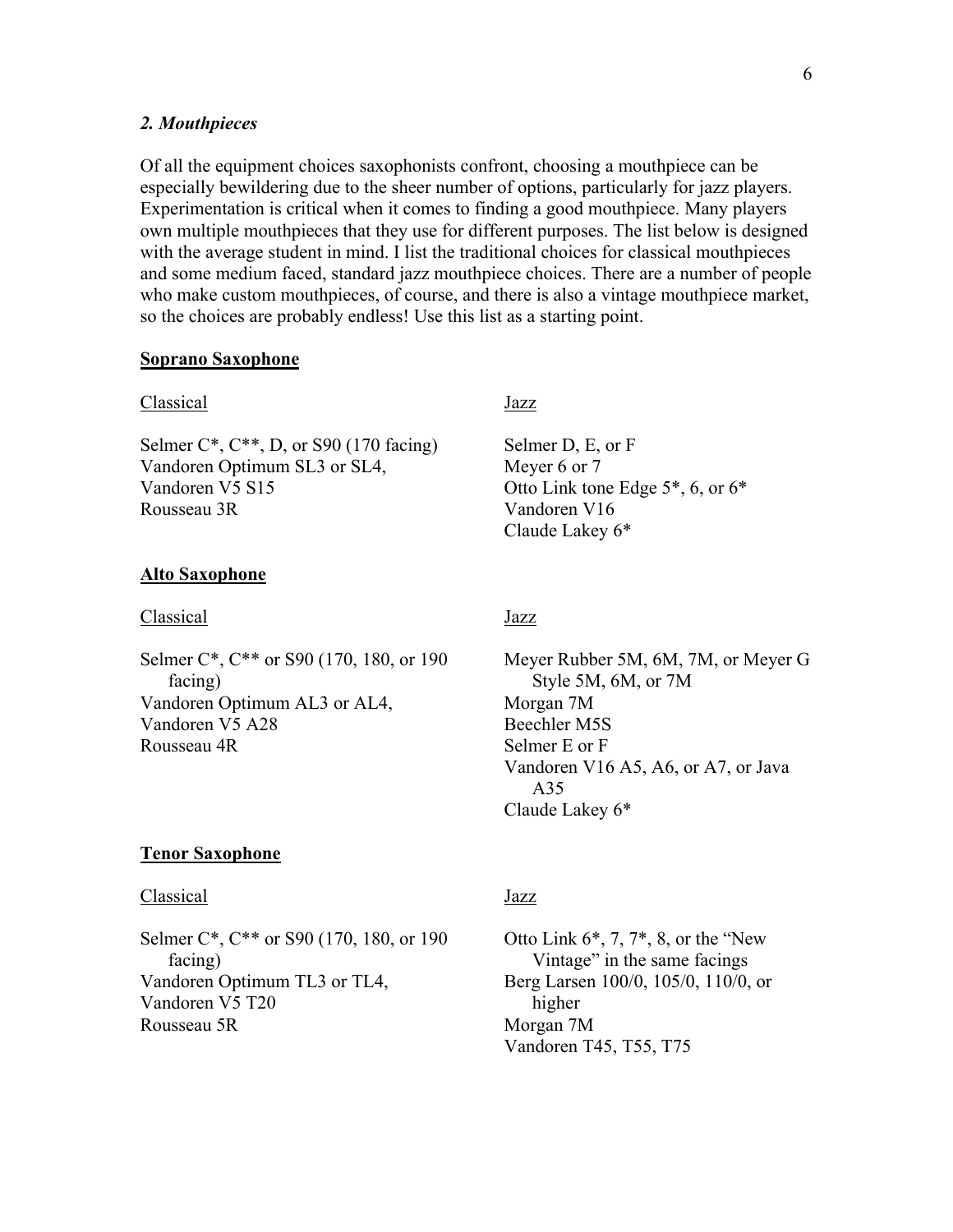### *2. Mouthpieces*

Of all the equipment choices saxophonists confront, choosing a mouthpiece can be especially bewildering due to the sheer number of options, particularly for jazz players. Experimentation is critical when it comes to finding a good mouthpiece. Many players own multiple mouthpieces that they use for different purposes. The list below is designed with the average student in mind. I list the traditional choices for classical mouthpieces and some medium faced, standard jazz mouthpiece choices. There are a number of people who make custom mouthpieces, of course, and there is also a vintage mouthpiece market, so the choices are probably endless! Use this list as a starting point.

#### Soprano Saxophone

| Classical | Jazz |
|---|---|
| Selmer C*, C**, D, or S90 (170 facing) | Selmer D, E, or F |
| Vandoren Optimum SL3 or SL4, | Meyer 6 or 7 |
| Vandoren V5 S15 | Otto Link tone Edge 5*, 6, or 6* |
| Rousseau 3R | Vandoren V16 |
| | Claude Lakey 6* |

#### Alto Saxophone

| Classical | Jazz |
|---|---|
| Selmer C*, C** or S90 (170, 180, or 190 facing) | Meyer Rubber 5M, 6M, 7M, or Meyer G Style 5M, 6M, or 7M |
| Vandoren Optimum AL3 or AL4, | Morgan 7M |
| Vandoren V5 A28 | Beechler M5S |
| Rousseau 4R | Selmer E or F |
| | Vandoren V16 A5, A6, or A7, or Java A35 |
| | Claude Lakey 6* |

#### Tenor Saxophone

| Classical | Jazz |
|---|---|
| Selmer C*, C** or S90 (170, 180, or 190 facing) | Otto Link 6*, 7, 7*, 8, or the "New Vintage" in the same facings |
| Vandoren Optimum TL3 or TL4, | Berg Larsen 100/0, 105/0, 110/0, or higher |
| Vandoren V5 T20 | Morgan 7M |
| Rousseau 5R | Vandoren T45, T55, T75 |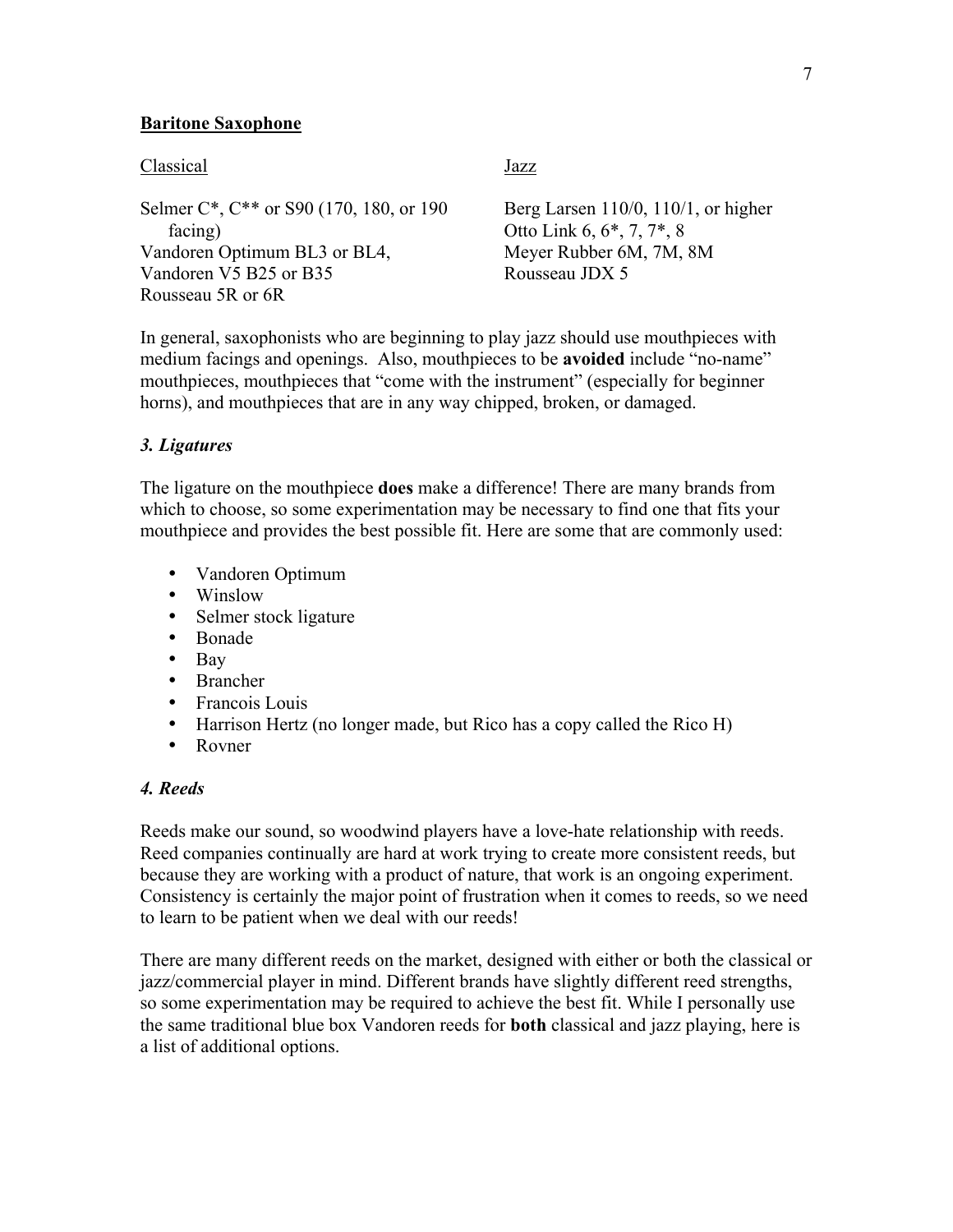**<u>Baritone Saxophone</u>**

| <u>Classical</u> | <u>Jazz</u> |
| --- | --- |
| Selmer C*, C** or S90 (170, 180, or 190 facing) | Berg Larsen 110/0, 110/1, or higher |
| Vandoren Optimum BL3 or BL4, | Otto Link 6, 6*, 7, 7*, 8 |
| Vandoren V5 B25 or B35 | Meyer Rubber 6M, 7M, 8M |
| Rousseau 5R or 6R | Rousseau JDX 5 |

In general, saxophonists who are beginning to play jazz should use mouthpieces with medium facings and openings. Also, mouthpieces to be **avoided** include "no-name" mouthpieces, mouthpieces that "come with the instrument" (especially for beginner horns), and mouthpieces that are in any way chipped, broken, or damaged.

### *3. Ligatures*

The ligature on the mouthpiece **does** make a difference! There are many brands from which to choose, so some experimentation may be necessary to find one that fits your mouthpiece and provides the best possible fit. Here are some that are commonly used:

- Vandoren Optimum
- Winslow
- Selmer stock ligature
- Bonade
- Bay
- Brancher
- Francois Louis
- Harrison Hertz (no longer made, but Rico has a copy called the Rico H)
- Rovner

### *4. Reeds*

Reeds make our sound, so woodwind players have a love-hate relationship with reeds. Reed companies continually are hard at work trying to create more consistent reeds, but because they are working with a product of nature, that work is an ongoing experiment. Consistency is certainly the major point of frustration when it comes to reeds, so we need to learn to be patient when we deal with our reeds!

There are many different reeds on the market, designed with either or both the classical or jazz/commercial player in mind. Different brands have slightly different reed strengths, so some experimentation may be required to achieve the best fit. While I personally use the same traditional blue box Vandoren reeds for **both** classical and jazz playing, here is a list of additional options.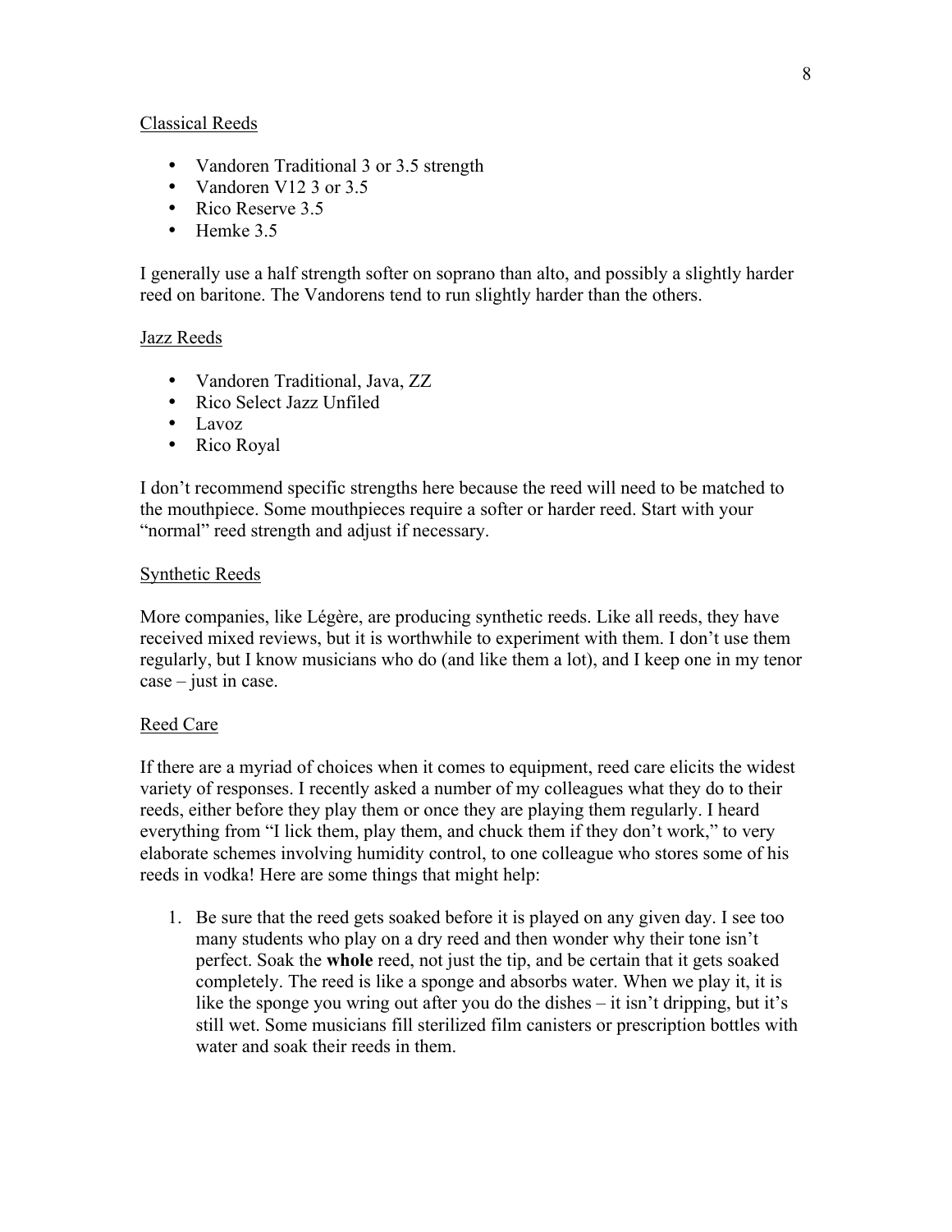## Classical Reeds

- Vandoren Traditional 3 or 3.5 strength
- Vandoren V12 3 or 3.5
- Rico Reserve 3.5
- Hemke 3.5

I generally use a half strength softer on soprano than alto, and possibly a slightly harder reed on baritone. The Vandorens tend to run slightly harder than the others.

## Jazz Reeds

- Vandoren Traditional, Java, ZZ
- Rico Select Jazz Unfiled
- Lavoz
- Rico Royal

I don't recommend specific strengths here because the reed will need to be matched to the mouthpiece. Some mouthpieces require a softer or harder reed. Start with your "normal" reed strength and adjust if necessary.

## Synthetic Reeds

More companies, like Légère, are producing synthetic reeds. Like all reeds, they have received mixed reviews, but it is worthwhile to experiment with them. I don't use them regularly, but I know musicians who do (and like them a lot), and I keep one in my tenor case – just in case.

## Reed Care

If there are a myriad of choices when it comes to equipment, reed care elicits the widest variety of responses. I recently asked a number of my colleagues what they do to their reeds, either before they play them or once they are playing them regularly. I heard everything from "I lick them, play them, and chuck them if they don't work," to very elaborate schemes involving humidity control, to one colleague who stores some of his reeds in vodka! Here are some things that might help:

1. Be sure that the reed gets soaked before it is played on any given day. I see too many students who play on a dry reed and then wonder why their tone isn't perfect. Soak the **whole** reed, not just the tip, and be certain that it gets soaked completely. The reed is like a sponge and absorbs water. When we play it, it is like the sponge you wring out after you do the dishes – it isn't dripping, but it's still wet. Some musicians fill sterilized film canisters or prescription bottles with water and soak their reeds in them.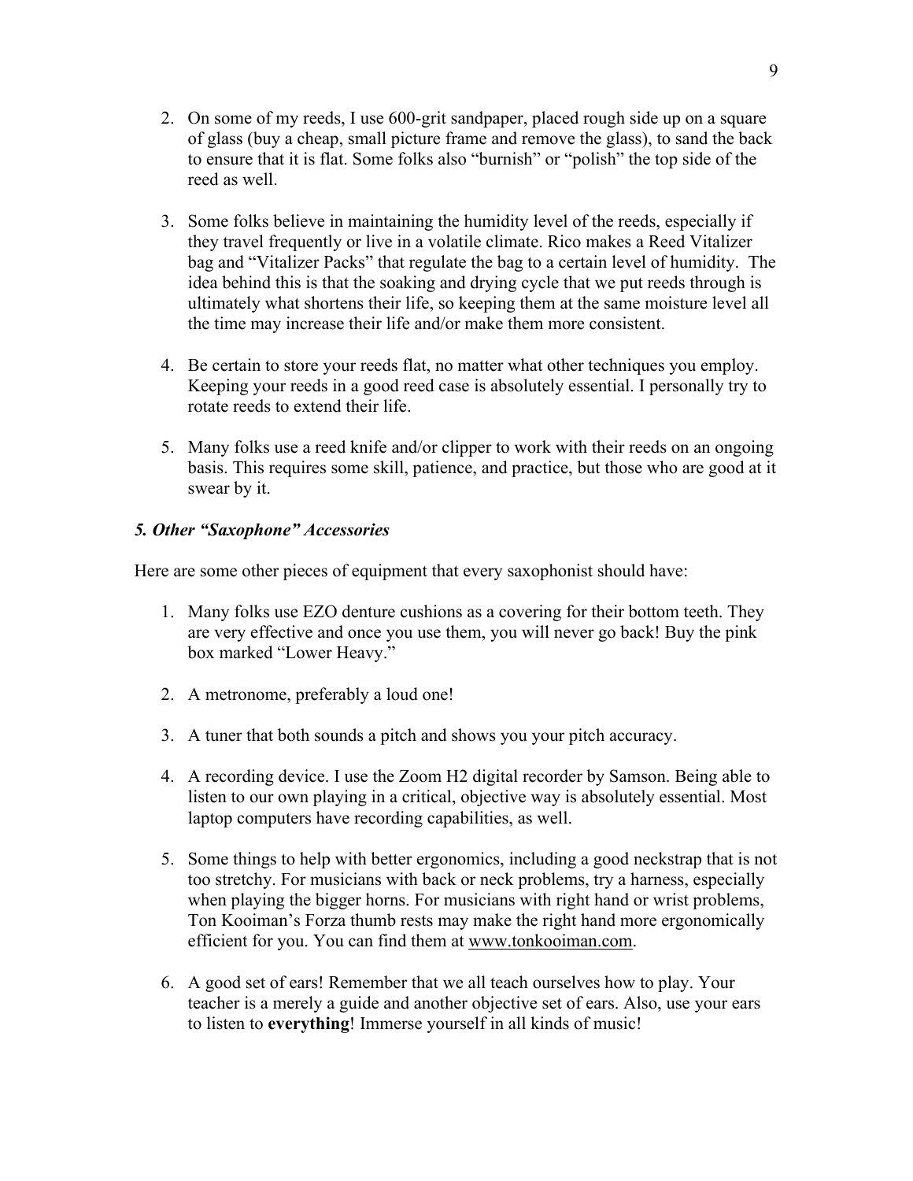2. On some of my reeds, I use 600-grit sandpaper, placed rough side up on a square of glass (buy a cheap, small picture frame and remove the glass), to sand the back to ensure that it is flat. Some folks also "burnish" or "polish" the top side of the reed as well.

3. Some folks believe in maintaining the humidity level of the reeds, especially if they travel frequently or live in a volatile climate. Rico makes a Reed Vitalizer bag and "Vitalizer Packs" that regulate the bag to a certain level of humidity. The idea behind this is that the soaking and drying cycle that we put reeds through is ultimately what shortens their life, so keeping them at the same moisture level all the time may increase their life and/or make them more consistent.

4. Be certain to store your reeds flat, no matter what other techniques you employ. Keeping your reeds in a good reed case is absolutely essential. I personally try to rotate reeds to extend their life.

5. Many folks use a reed knife and/or clipper to work with their reeds on an ongoing basis. This requires some skill, patience, and practice, but those who are good at it swear by it.

### *5. Other "Saxophone" Accessories*

Here are some other pieces of equipment that every saxophonist should have:

1. Many folks use EZO denture cushions as a covering for their bottom teeth. They are very effective and once you use them, you will never go back! Buy the pink box marked "Lower Heavy."

2. A metronome, preferably a loud one!

3. A tuner that both sounds a pitch and shows you your pitch accuracy.

4. A recording device. I use the Zoom H2 digital recorder by Samson. Being able to listen to our own playing in a critical, objective way is absolutely essential. Most laptop computers have recording capabilities, as well.

5. Some things to help with better ergonomics, including a good neckstrap that is not too stretchy. For musicians with back or neck problems, try a harness, especially when playing the bigger horns. For musicians with right hand or wrist problems, Ton Kooiman's Forza thumb rests may make the right hand more ergonomically efficient for you. You can find them at www.tonkooiman.com.

6. A good set of ears! Remember that we all teach ourselves how to play. Your teacher is a merely a guide and another objective set of ears. Also, use your ears to listen to **everything**! Immerse yourself in all kinds of music!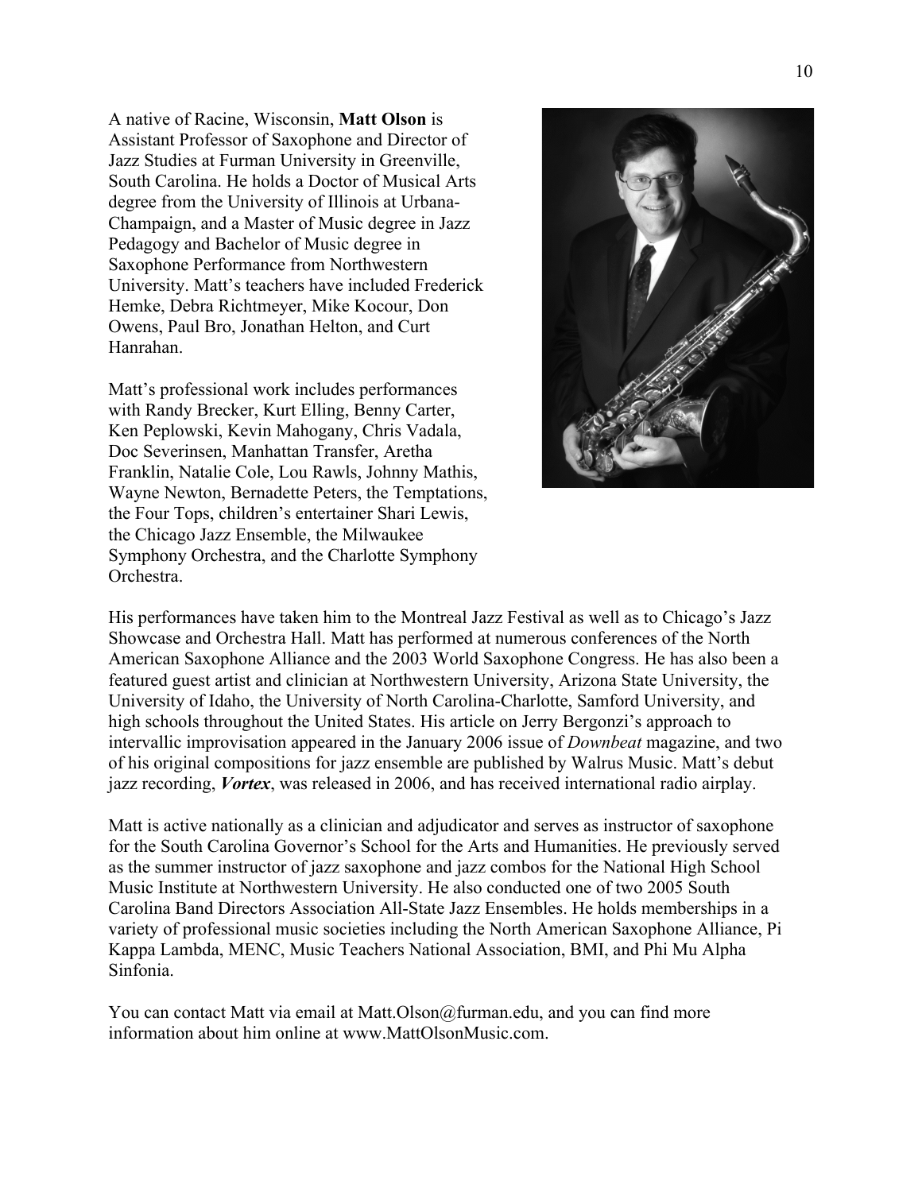A native of Racine, Wisconsin, **Matt Olson** is Assistant Professor of Saxophone and Director of Jazz Studies at Furman University in Greenville, South Carolina. He holds a Doctor of Musical Arts degree from the University of Illinois at Urbana-Champaign, and a Master of Music degree in Jazz Pedagogy and Bachelor of Music degree in Saxophone Performance from Northwestern University. Matt's teachers have included Frederick Hemke, Debra Richtmeyer, Mike Kocour, Don Owens, Paul Bro, Jonathan Helton, and Curt Hanrahan.

Matt's professional work includes performances with Randy Brecker, Kurt Elling, Benny Carter, Ken Peplowski, Kevin Mahogany, Chris Vadala, Doc Severinsen, Manhattan Transfer, Aretha Franklin, Natalie Cole, Lou Rawls, Johnny Mathis, Wayne Newton, Bernadette Peters, the Temptations, the Four Tops, children's entertainer Shari Lewis, the Chicago Jazz Ensemble, the Milwaukee Symphony Orchestra, and the Charlotte Symphony Orchestra.

His performances have taken him to the Montreal Jazz Festival as well as to Chicago's Jazz Showcase and Orchestra Hall. Matt has performed at numerous conferences of the North American Saxophone Alliance and the 2003 World Saxophone Congress. He has also been a featured guest artist and clinician at Northwestern University, Arizona State University, the University of Idaho, the University of North Carolina-Charlotte, Samford University, and high schools throughout the United States. His article on Jerry Bergonzi's approach to intervallic improvisation appeared in the January 2006 issue of *Downbeat* magazine, and two of his original compositions for jazz ensemble are published by Walrus Music. Matt's debut jazz recording, ***Vortex***, was released in 2006, and has received international radio airplay.

Matt is active nationally as a clinician and adjudicator and serves as instructor of saxophone for the South Carolina Governor's School for the Arts and Humanities. He previously served as the summer instructor of jazz saxophone and jazz combos for the National High School Music Institute at Northwestern University. He also conducted one of two 2005 South Carolina Band Directors Association All-State Jazz Ensembles. He holds memberships in a variety of professional music societies including the North American Saxophone Alliance, Pi Kappa Lambda, MENC, Music Teachers National Association, BMI, and Phi Mu Alpha Sinfonia.

You can contact Matt via email at Matt.Olson@furman.edu, and you can find more information about him online at www.MattOlsonMusic.com.